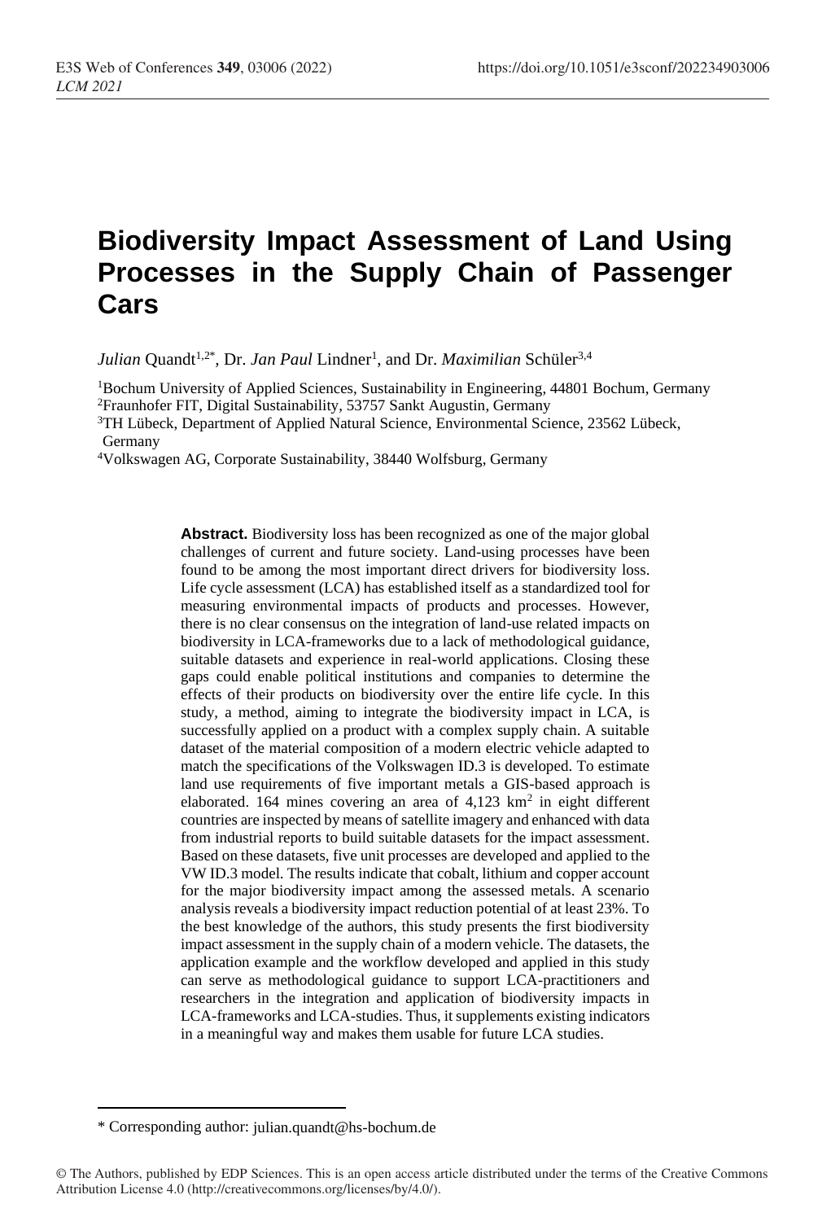# Biodiversity Impact Assessment of Land Using Processes in the Supply Chain of Passenger Cars

*Julian* Quandt[1,2*], Dr. *Jan Paul* Lindner[1], and Dr. *Maximilian* Schüler[3,4]

[1]Bochum University of Applied Sciences, Sustainability in Engineering, 44801 Bochum, Germany
[2]Fraunhofer FIT, Digital Sustainability, 53757 Sankt Augustin, Germany
[3]TH Lübeck, Department of Applied Natural Science, Environmental Science, 23562 Lübeck, Germany
[4]Volkswagen AG, Corporate Sustainability, 38440 Wolfsburg, Germany

**Abstract.** Biodiversity loss has been recognized as one of the major global challenges of current and future society. Land-using processes have been found to be among the most important direct drivers for biodiversity loss. Life cycle assessment (LCA) has established itself as a standardized tool for measuring environmental impacts of products and processes. However, there is no clear consensus on the integration of land-use related impacts on biodiversity in LCA-frameworks due to a lack of methodological guidance, suitable datasets and experience in real-world applications. Closing these gaps could enable political institutions and companies to determine the effects of their products on biodiversity over the entire life cycle. In this study, a method, aiming to integrate the biodiversity impact in LCA, is successfully applied on a product with a complex supply chain. A suitable dataset of the material composition of a modern electric vehicle adapted to match the specifications of the Volkswagen ID.3 is developed. To estimate land use requirements of five important metals a GIS-based approach is elaborated. 164 mines covering an area of 4,123 km$^2$ in eight different countries are inspected by means of satellite imagery and enhanced with data from industrial reports to build suitable datasets for the impact assessment. Based on these datasets, five unit processes are developed and applied to the VW ID.3 model. The results indicate that cobalt, lithium and copper account for the major biodiversity impact among the assessed metals. A scenario analysis reveals a biodiversity impact reduction potential of at least 23%. To the best knowledge of the authors, this study presents the first biodiversity impact assessment in the supply chain of a modern vehicle. The datasets, the application example and the workflow developed and applied in this study can serve as methodological guidance to support LCA-practitioners and researchers in the integration and application of biodiversity impacts in LCA-frameworks and LCA-studies. Thus, it supplements existing indicators in a meaningful way and makes them usable for future LCA studies.

\* Corresponding author: julian.quandt@hs-bochum.de

© The Authors, published by EDP Sciences. This is an open access article distributed under the terms of the Creative Commons Attribution License 4.0 (http://creativecommons.org/licenses/by/4.0/).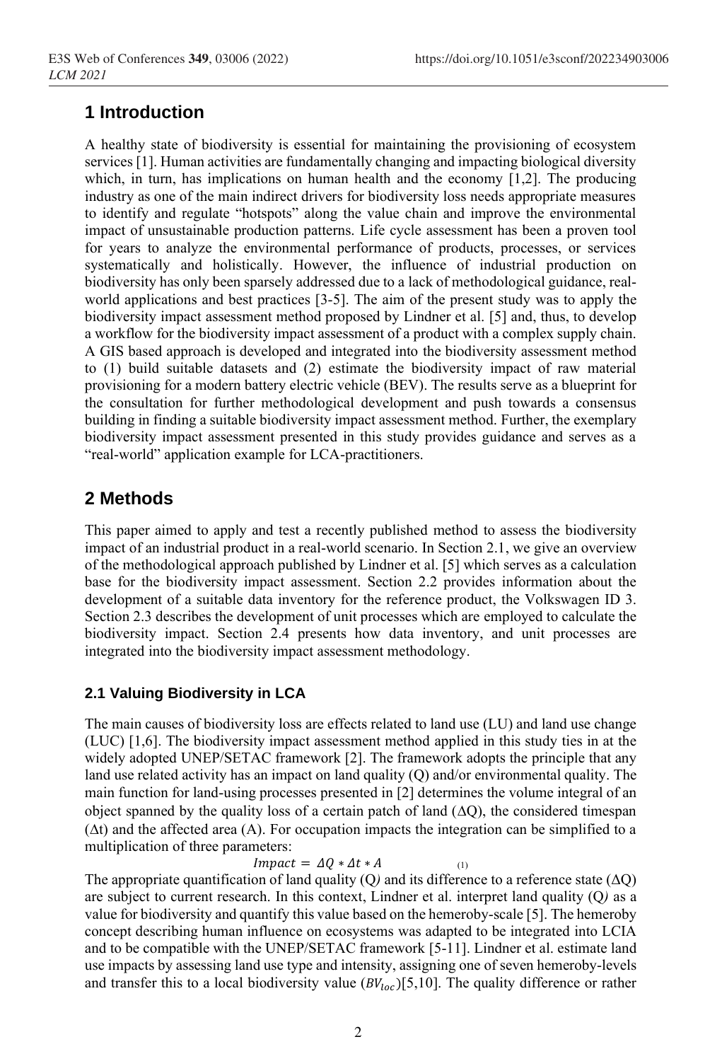## 1 Introduction

A healthy state of biodiversity is essential for maintaining the provisioning of ecosystem services [1]. Human activities are fundamentally changing and impacting biological diversity which, in turn, has implications on human health and the economy [1,2]. The producing industry as one of the main indirect drivers for biodiversity loss needs appropriate measures to identify and regulate "hotspots" along the value chain and improve the environmental impact of unsustainable production patterns. Life cycle assessment has been a proven tool for years to analyze the environmental performance of products, processes, or services systematically and holistically. However, the influence of industrial production on biodiversity has only been sparsely addressed due to a lack of methodological guidance, real-world applications and best practices [3-5]. The aim of the present study was to apply the biodiversity impact assessment method proposed by Lindner et al. [5] and, thus, to develop a workflow for the biodiversity impact assessment of a product with a complex supply chain. A GIS based approach is developed and integrated into the biodiversity assessment method to (1) build suitable datasets and (2) estimate the biodiversity impact of raw material provisioning for a modern battery electric vehicle (BEV). The results serve as a blueprint for the consultation for further methodological development and push towards a consensus building in finding a suitable biodiversity impact assessment method. Further, the exemplary biodiversity impact assessment presented in this study provides guidance and serves as a "real-world" application example for LCA-practitioners.

## 2 Methods

This paper aimed to apply and test a recently published method to assess the biodiversity impact of an industrial product in a real-world scenario. In Section 2.1, we give an overview of the methodological approach published by Lindner et al. [5] which serves as a calculation base for the biodiversity impact assessment. Section 2.2 provides information about the development of a suitable data inventory for the reference product, the Volkswagen ID 3. Section 2.3 describes the development of unit processes which are employed to calculate the biodiversity impact. Section 2.4 presents how data inventory, and unit processes are integrated into the biodiversity impact assessment methodology.

### 2.1 Valuing Biodiversity in LCA

The main causes of biodiversity loss are effects related to land use (LU) and land use change (LUC) [1,6]. The biodiversity impact assessment method applied in this study ties in at the widely adopted UNEP/SETAC framework [2]. The framework adopts the principle that any land use related activity has an impact on land quality (Q) and/or environmental quality. The main function for land-using processes presented in [2] determines the volume integral of an object spanned by the quality loss of a certain patch of land ($\Delta Q$), the considered timespan ($\Delta t$) and the affected area (A). For occupation impacts the integration can be simplified to a multiplication of three parameters:

$$Impact = \Delta Q * \Delta t * A \quad (1)$$

The appropriate quantification of land quality (Q*)* and its difference to a reference state ($\Delta Q$) are subject to current research. In this context, Lindner et al. interpret land quality (Q*)* as a value for biodiversity and quantify this value based on the hemeroby-scale [5]. The hemeroby concept describing human influence on ecosystems was adapted to be integrated into LCIA and to be compatible with the UNEP/SETAC framework [5-11]. Lindner et al. estimate land use impacts by assessing land use type and intensity, assigning one of seven hemeroby-levels and transfer this to a local biodiversity value ($BV_{loc}$)[5,10]. The quality difference or rather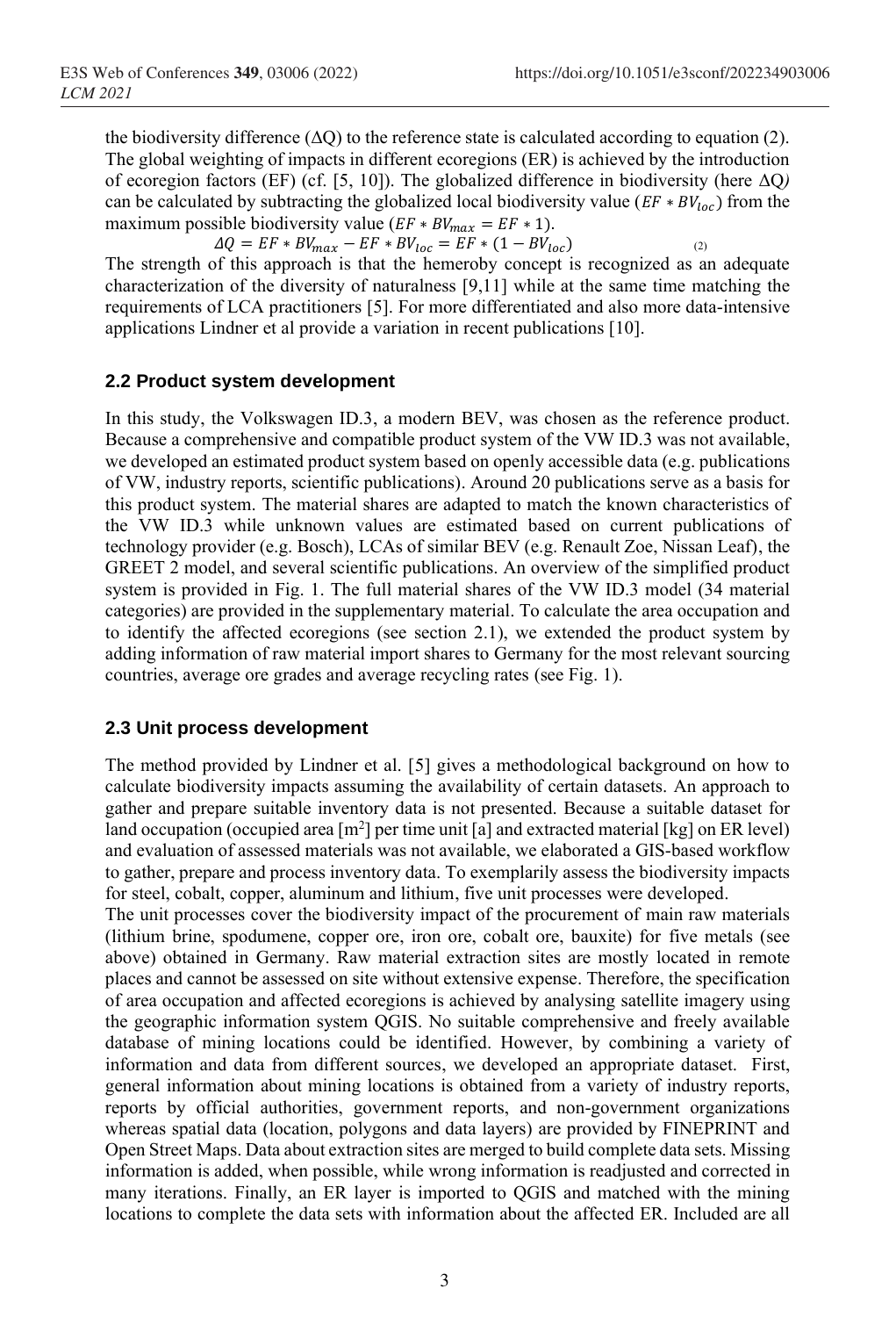the biodiversity difference ($\Delta Q$) to the reference state is calculated according to equation (2). The global weighting of impacts in different ecoregions (ER) is achieved by the introduction of ecoregion factors (EF) (cf. [5, 10]). The globalized difference in biodiversity (here $\Delta Q$) can be calculated by subtracting the globalized local biodiversity value ($EF * BV_{loc}$) from the maximum possible biodiversity value ($EF * BV_{max} = EF * 1$).

$$\Delta Q = EF * BV_{max} - EF * BV_{loc} = EF * (1 - BV_{loc}) \qquad (2)$$

The strength of this approach is that the hemeroby concept is recognized as an adequate characterization of the diversity of naturalness [9,11] while at the same time matching the requirements of LCA practitioners [5]. For more differentiated and also more data-intensive applications Lindner et al provide a variation in recent publications [10].

## 2.2 Product system development

In this study, the Volkswagen ID.3, a modern BEV, was chosen as the reference product. Because a comprehensive and compatible product system of the VW ID.3 was not available, we developed an estimated product system based on openly accessible data (e.g. publications of VW, industry reports, scientific publications). Around 20 publications serve as a basis for this product system. The material shares are adapted to match the known characteristics of the VW ID.3 while unknown values are estimated based on current publications of technology provider (e.g. Bosch), LCAs of similar BEV (e.g. Renault Zoe, Nissan Leaf), the GREET 2 model, and several scientific publications. An overview of the simplified product system is provided in Fig. 1. The full material shares of the VW ID.3 model (34 material categories) are provided in the supplementary material. To calculate the area occupation and to identify the affected ecoregions (see section 2.1), we extended the product system by adding information of raw material import shares to Germany for the most relevant sourcing countries, average ore grades and average recycling rates (see Fig. 1).

## 2.3 Unit process development

The method provided by Lindner et al. [5] gives a methodological background on how to calculate biodiversity impacts assuming the availability of certain datasets. An approach to gather and prepare suitable inventory data is not presented. Because a suitable dataset for land occupation (occupied area [$m^2$] per time unit [a] and extracted material [kg] on ER level) and evaluation of assessed materials was not available, we elaborated a GIS-based workflow to gather, prepare and process inventory data. To exemplarily assess the biodiversity impacts for steel, cobalt, copper, aluminum and lithium, five unit processes were developed.

The unit processes cover the biodiversity impact of the procurement of main raw materials (lithium brine, spodumene, copper ore, iron ore, cobalt ore, bauxite) for five metals (see above) obtained in Germany. Raw material extraction sites are mostly located in remote places and cannot be assessed on site without extensive expense. Therefore, the specification of area occupation and affected ecoregions is achieved by analysing satellite imagery using the geographic information system QGIS. No suitable comprehensive and freely available database of mining locations could be identified. However, by combining a variety of information and data from different sources, we developed an appropriate dataset. First, general information about mining locations is obtained from a variety of industry reports, reports by official authorities, government reports, and non-government organizations whereas spatial data (location, polygons and data layers) are provided by FINEPRINT and Open Street Maps. Data about extraction sites are merged to build complete data sets. Missing information is added, when possible, while wrong information is readjusted and corrected in many iterations. Finally, an ER layer is imported to QGIS and matched with the mining locations to complete the data sets with information about the affected ER. Included are all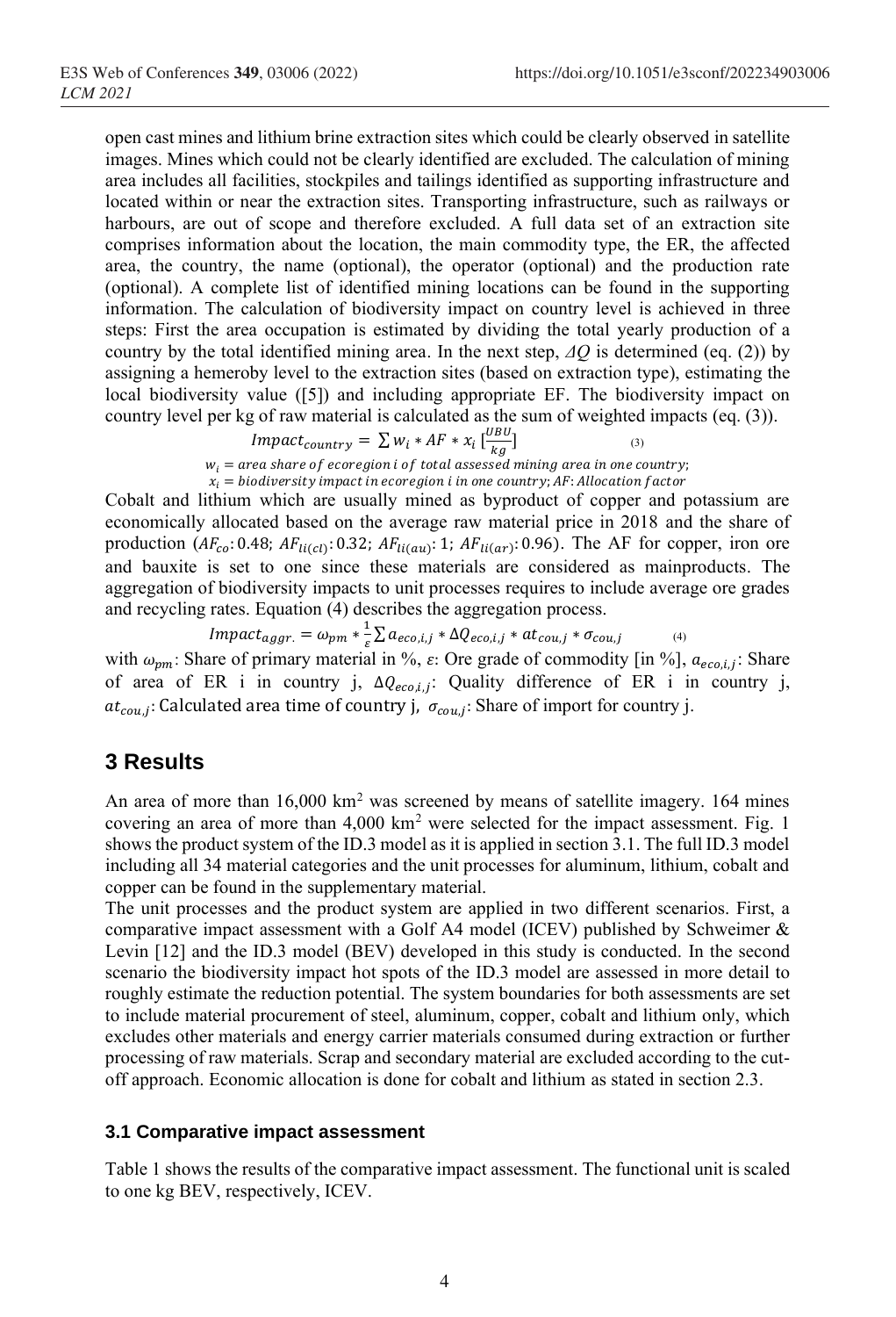open cast mines and lithium brine extraction sites which could be clearly observed in satellite images. Mines which could not be clearly identified are excluded. The calculation of mining area includes all facilities, stockpiles and tailings identified as supporting infrastructure and located within or near the extraction sites. Transporting infrastructure, such as railways or harbours, are out of scope and therefore excluded. A full data set of an extraction site comprises information about the location, the main commodity type, the ER, the affected area, the country, the name (optional), the operator (optional) and the production rate (optional). A complete list of identified mining locations can be found in the supporting information. The calculation of biodiversity impact on country level is achieved in three steps: First the area occupation is estimated by dividing the total yearly production of a country by the total identified mining area. In the next step, $\Delta Q$ is determined (eq. (2)) by assigning a hemeroby level to the extraction sites (based on extraction type), estimating the local biodiversity value ([5]) and including appropriate EF. The biodiversity impact on country level per kg of raw material is calculated as the sum of weighted impacts (eq. (3)).

$$Impact_{country} = \sum w_i * AF * x_i \left[\frac{UBU}{kg}\right] \quad (3)$$

$w_i = area\ share\ of\ ecoregion\ i\ of\ total\ assessed\ mining\ area\ in\ one\ country;$
$x_i = biodiversity\ impact\ in\ ecoregion\ i\ in\ one\ country;\ AF: Allocation\ factor$

Cobalt and lithium which are usually mined as byproduct of copper and potassium are economically allocated based on the average raw material price in 2018 and the share of production ($AF_{co}$: 0.48; $AF_{li(cl)}$: 0.32; $AF_{li(au)}$: 1; $AF_{li(ar)}$: 0.96). The AF for copper, iron ore and bauxite is set to one since these materials are considered as mainproducts. The aggregation of biodiversity impacts to unit processes requires to include average ore grades and recycling rates. Equation (4) describes the aggregation process.

$$Impact_{aggr.} = \omega_{pm} * \frac{1}{\varepsilon} \sum a_{eco,i,j} * \Delta Q_{eco,i,j} * at_{cou,j} * \sigma_{cou,j} \quad (4)$$

with $\omega_{pm}$: Share of primary material in %, $\varepsilon$: Ore grade of commodity [in %], $a_{eco,i,j}$: Share of area of ER i in country j, $\Delta Q_{eco,i,j}$: Quality difference of ER i in country j, $at_{cou,j}$: Calculated area time of country j, $\sigma_{cou,j}$: Share of import for country j.

## 3 Results

An area of more than 16,000 km$^2$ was screened by means of satellite imagery. 164 mines covering an area of more than 4,000 km$^2$ were selected for the impact assessment. Fig. 1 shows the product system of the ID.3 model as it is applied in section 3.1. The full ID.3 model including all 34 material categories and the unit processes for aluminum, lithium, cobalt and copper can be found in the supplementary material.

The unit processes and the product system are applied in two different scenarios. First, a comparative impact assessment with a Golf A4 model (ICEV) published by Schweimer & Levin [12] and the ID.3 model (BEV) developed in this study is conducted. In the second scenario the biodiversity impact hot spots of the ID.3 model are assessed in more detail to roughly estimate the reduction potential. The system boundaries for both assessments are set to include material procurement of steel, aluminum, copper, cobalt and lithium only, which excludes other materials and energy carrier materials consumed during extraction or further processing of raw materials. Scrap and secondary material are excluded according to the cut-off approach. Economic allocation is done for cobalt and lithium as stated in section 2.3.

### 3.1 Comparative impact assessment

Table 1 shows the results of the comparative impact assessment. The functional unit is scaled to one kg BEV, respectively, ICEV.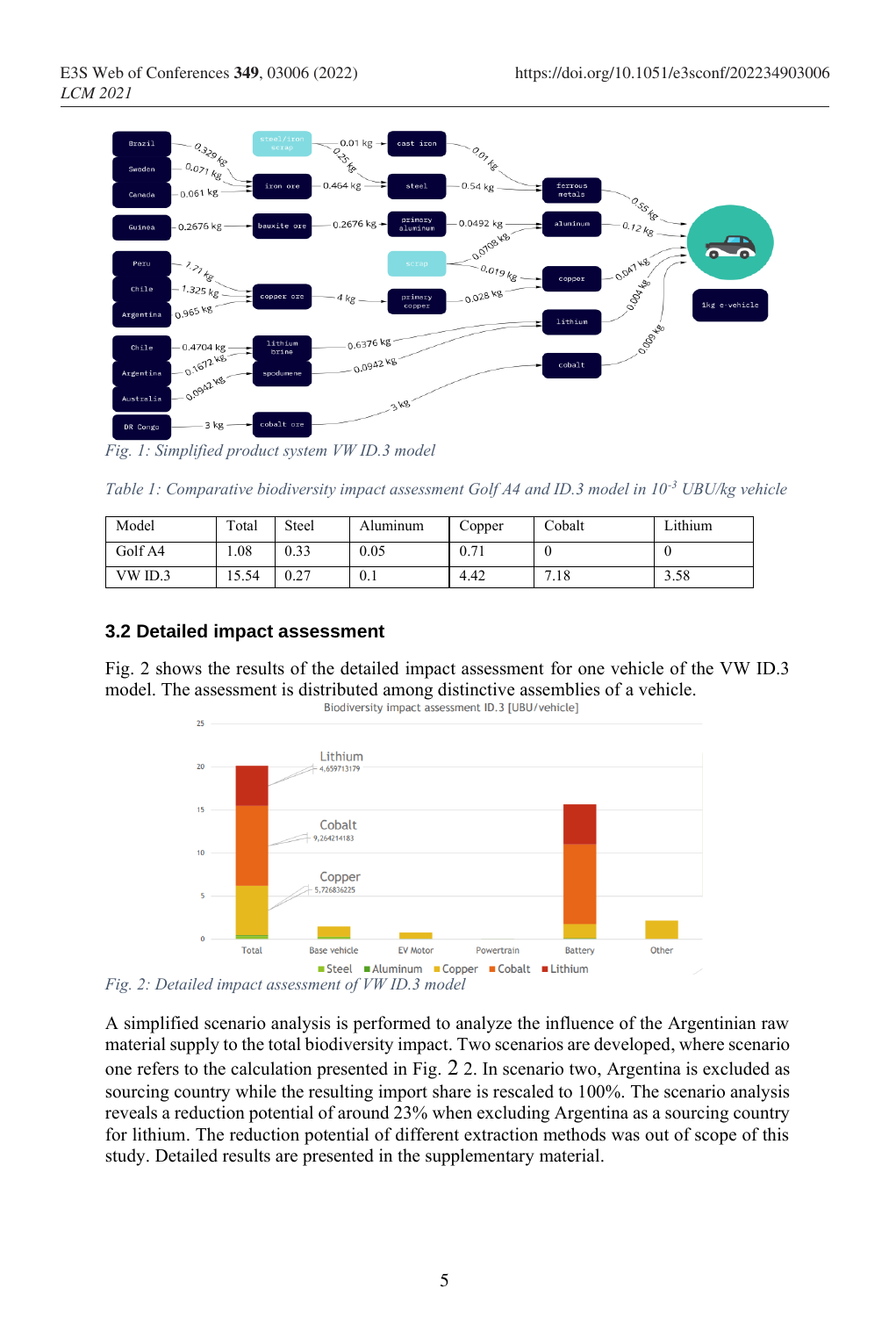Fig. 1: Simplified product system VW ID.3 model

Table 1: Comparative biodiversity impact assessment Golf A4 and ID.3 model in $10^{-3}$ UBU/kg vehicle

| Model | Total | Steel | Aluminum | Copper | Cobalt | Lithium |
|---|---|---|---|---|---|---|
| Golf A4 | 1.08 | 0.33 | 0.05 | 0.71 | 0 | 0 |
| VW ID.3 | 15.54 | 0.27 | 0.1 | 4.42 | 7.18 | 3.58 |

### 3.2 Detailed impact assessment

Fig. 2 shows the results of the detailed impact assessment for one vehicle of the VW ID.3 model. The assessment is distributed among distinctive assemblies of a vehicle.

Fig. 2: Detailed impact assessment of VW ID.3 model

A simplified scenario analysis is performed to analyze the influence of the Argentinian raw material supply to the total biodiversity impact. Two scenarios are developed, where scenario one refers to the calculation presented in Fig. 2 2. In scenario two, Argentina is excluded as sourcing country while the resulting import share is rescaled to 100%. The scenario analysis reveals a reduction potential of around 23% when excluding Argentina as a sourcing country for lithium. The reduction potential of different extraction methods was out of scope of this study. Detailed results are presented in the supplementary material.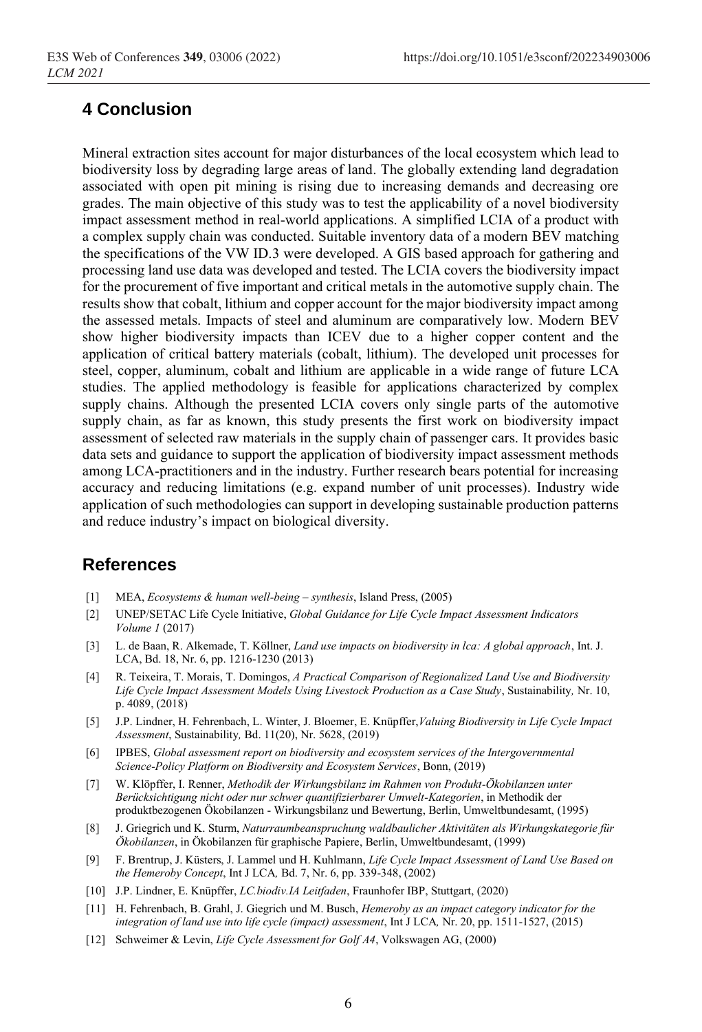## 4 Conclusion

Mineral extraction sites account for major disturbances of the local ecosystem which lead to biodiversity loss by degrading large areas of land. The globally extending land degradation associated with open pit mining is rising due to increasing demands and decreasing ore grades. The main objective of this study was to test the applicability of a novel biodiversity impact assessment method in real-world applications. A simplified LCIA of a product with a complex supply chain was conducted. Suitable inventory data of a modern BEV matching the specifications of the VW ID.3 were developed. A GIS based approach for gathering and processing land use data was developed and tested. The LCIA covers the biodiversity impact for the procurement of five important and critical metals in the automotive supply chain. The results show that cobalt, lithium and copper account for the major biodiversity impact among the assessed metals. Impacts of steel and aluminum are comparatively low. Modern BEV show higher biodiversity impacts than ICEV due to a higher copper content and the application of critical battery materials (cobalt, lithium). The developed unit processes for steel, copper, aluminum, cobalt and lithium are applicable in a wide range of future LCA studies. The applied methodology is feasible for applications characterized by complex supply chains. Although the presented LCIA covers only single parts of the automotive supply chain, as far as known, this study presents the first work on biodiversity impact assessment of selected raw materials in the supply chain of passenger cars. It provides basic data sets and guidance to support the application of biodiversity impact assessment methods among LCA-practitioners and in the industry. Further research bears potential for increasing accuracy and reducing limitations (e.g. expand number of unit processes). Industry wide application of such methodologies can support in developing sustainable production patterns and reduce industry's impact on biological diversity.

## References

[1] MEA, *Ecosystems & human well-being – synthesis*, Island Press, (2005)

[2] UNEP/SETAC Life Cycle Initiative, *Global Guidance for Life Cycle Impact Assessment Indicators Volume 1* (2017)

[3] L. de Baan, R. Alkemade, T. Köllner, *Land use impacts on biodiversity in lca: A global approach*, Int. J. LCA, Bd. 18, Nr. 6, pp. 1216-1230 (2013)

[4] R. Teixeira, T. Morais, T. Domingos, *A Practical Comparison of Regionalized Land Use and Biodiversity Life Cycle Impact Assessment Models Using Livestock Production as a Case Study*, Sustainability*,* Nr. 10, p. 4089, (2018)

[5] J.P. Lindner, H. Fehrenbach, L. Winter, J. Bloemer, E. Knüpffer,*Valuing Biodiversity in Life Cycle Impact Assessment*, Sustainability*,* Bd. 11(20), Nr. 5628, (2019)

[6] IPBES, *Global assessment report on biodiversity and ecosystem services of the Intergovernmental Science-Policy Platform on Biodiversity and Ecosystem Services*, Bonn, (2019)

[7] W. Klöpffer, I. Renner, *Methodik der Wirkungsbilanz im Rahmen von Produkt-Ökobilanzen unter Berücksichtigung nicht oder nur schwer quantifizierbarer Umwelt-Kategorien*, in Methodik der produktbezogenen Ökobilanzen - Wirkungsbilanz und Bewertung, Berlin, Umweltbundesamt, (1995)

[8] J. Griegrich und K. Sturm, *Naturraumbeanspruchung waldbaulicher Aktivitäten als Wirkungskategorie für Ökobilanzen*, in Ökobilanzen für graphische Papiere, Berlin, Umweltbundesamt, (1999)

[9] F. Brentrup, J. Küsters, J. Lammel und H. Kuhlmann, *Life Cycle Impact Assessment of Land Use Based on the Hemeroby Concept*, Int J LCA*,* Bd. 7, Nr. 6, pp. 339-348, (2002)

[10] J.P. Lindner, E. Knüpffer, *LC.biodiv.IA Leitfaden*, Fraunhofer IBP, Stuttgart, (2020)

[11] H. Fehrenbach, B. Grahl, J. Giegrich and M. Busch, *Hemeroby as an impact category indicator for the integration of land use into life cycle (impact) assessment*, Int J LCA*,* Nr. 20, pp. 1511-1527, (2015)

[12] Schweimer & Levin, *Life Cycle Assessment for Golf A4*, Volkswagen AG, (2000)